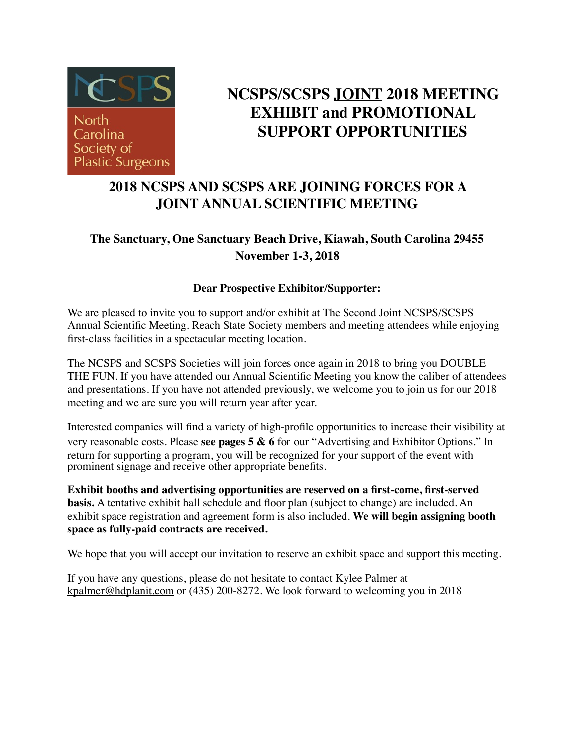NCSPS

North Carolina Society of Plastic Surgeons

# NCSPS/SCSPS JOINT 2018 MEETING EXHIBIT and PROMOTIONAL SUPPORT OPPORTUNITIES

## 2018 NCSPS AND SCSPS ARE JOINING FORCES FOR A JOINT ANNUAL SCIENTIFIC MEETING

### The Sanctuary, One Sanctuary Beach Drive, Kiawah, South Carolina 29455
### November 1-3, 2018

**Dear Prospective Exhibitor/Supporter:**

We are pleased to invite you to support and/or exhibit at The Second Joint NCSPS/SCSPS Annual Scientific Meeting. Reach State Society members and meeting attendees while enjoying first-class facilities in a spectacular meeting location.

The NCSPS and SCSPS Societies will join forces once again in 2018 to bring you DOUBLE THE FUN. If you have attended our Annual Scientific Meeting you know the caliber of attendees and presentations. If you have not attended previously, we welcome you to join us for our 2018 meeting and we are sure you will return year after year.

Interested companies will find a variety of high-profile opportunities to increase their visibility at very reasonable costs. Please **see pages 5 & 6** for our "Advertising and Exhibitor Options." In return for supporting a program, you will be recognized for your support of the event with prominent signage and receive other appropriate benefits.

**Exhibit booths and advertising opportunities are reserved on a first-come, first-served basis.** A tentative exhibit hall schedule and floor plan (subject to change) are included. An exhibit space registration and agreement form is also included. **We will begin assigning booth space as fully-paid contracts are received.**

We hope that you will accept our invitation to reserve an exhibit space and support this meeting.

If you have any questions, please do not hesitate to contact Kylee Palmer at kpalmer@hdplanit.com or (435) 200-8272. We look forward to welcoming you in 2018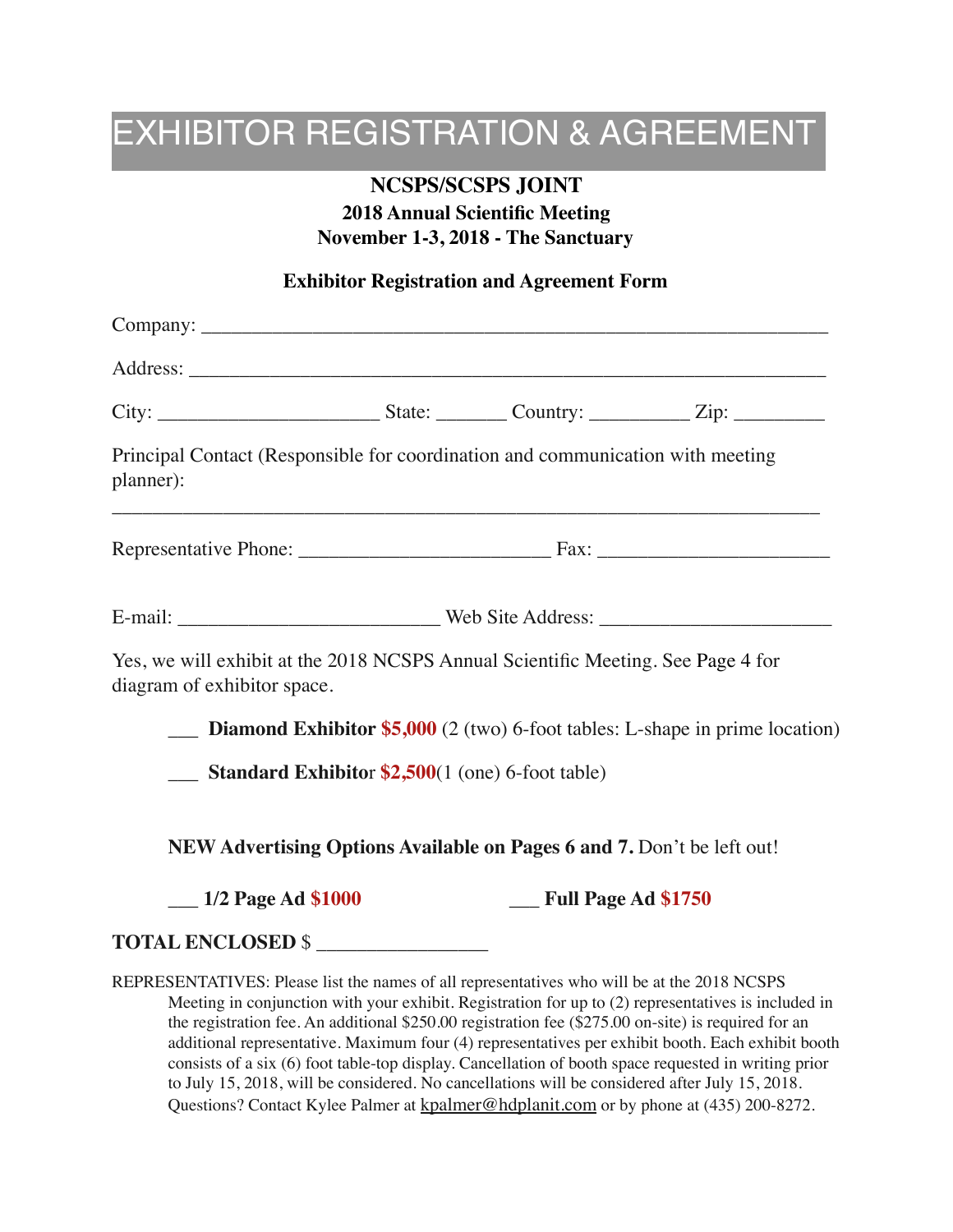# EXHIBITOR REGISTRATION & AGREEMENT

**NCSPS/SCSPS JOINT**
**2018 Annual Scientific Meeting**
**November 1-3, 2018 - The Sanctuary**

**Exhibitor Registration and Agreement Form**

Company: ___________________________________________________________

Address: ___________________________________________________________

City: ______________________ State: _______ Country: __________ Zip: _________

Principal Contact (Responsible for coordination and communication with meeting planner):

______________________________________________________________________

Representative Phone: _________________________ Fax: ______________________

E-mail: __________________________ Web Site Address: _______________________

Yes, we will exhibit at the 2018 NCSPS Annual Scientific Meeting. See Page 4 for diagram of exhibitor space.

___ **Diamond Exhibitor** **$5,000** (2 (two) 6-foot tables: L-shape in prime location)

___ **Standard Exhibitor** **$2,500**(1 (one) 6-foot table)

**NEW Advertising Options Available on Pages 6 and 7.** Don't be left out!

___ **1/2 Page Ad** **$1000** ___ **Full Page Ad** **$1750**

**TOTAL ENCLOSED** $ ________________

REPRESENTATIVES: Please list the names of all representatives who will be at the 2018 NCSPS Meeting in conjunction with your exhibit. Registration for up to (2) representatives is included in the registration fee. An additional $250.00 registration fee ($275.00 on-site) is required for an additional representative. Maximum four (4) representatives per exhibit booth. Each exhibit booth consists of a six (6) foot table-top display. Cancellation of booth space requested in writing prior to July 15, 2018, will be considered. No cancellations will be considered after July 15, 2018. Questions? Contact Kylee Palmer at kpalmer@hdplanit.com or by phone at (435) 200-8272.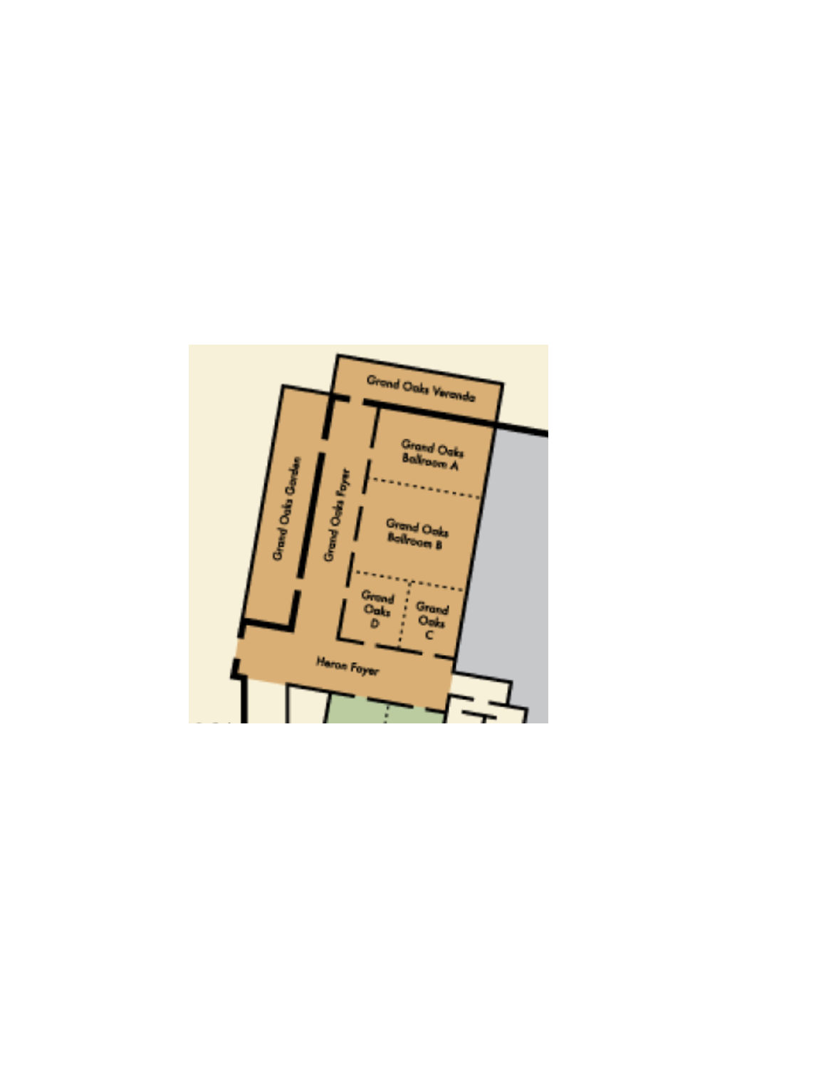Grand Oaks Veranda

Grand Oaks Garden

Grand Oaks Foyer

Grand Oaks Ballroom A

Grand Oaks Ballroom B

Grand Oaks D

Grand Oaks C

Heron Foyer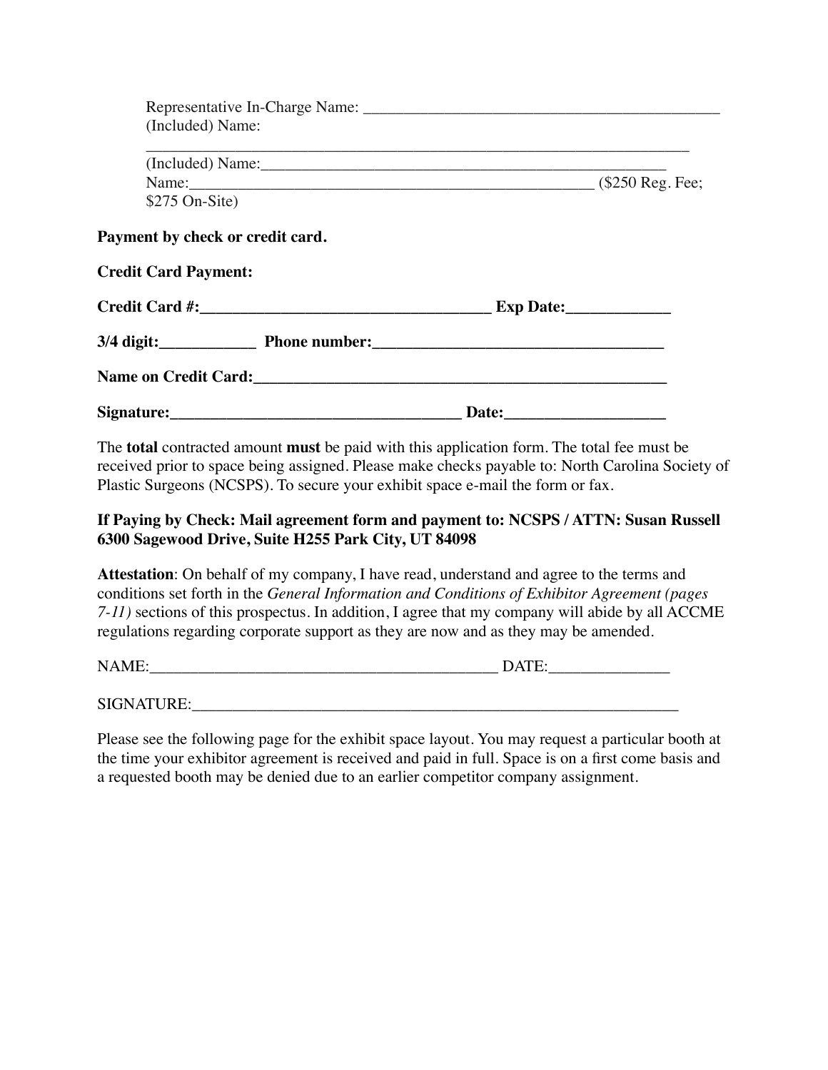Representative In-Charge Name: _____________________________________________
(Included) Name:
_____________________________________________________________________
(Included) Name:_____________________________________________________
Name:_____________________________________________________ ($250 Reg. Fee; $275 On-Site)

**Payment by check or credit card.**

**Credit Card Payment:**

**Credit Card #:____________________________________ Exp Date:____________**

**3/4 digit:___________ Phone number:___________________________________**

**Name on Credit Card:_____________________________________________________**

**Signature:__________________________________ Date:__________________**

The **total** contracted amount **must** be paid with this application form. The total fee must be received prior to space being assigned. Please make checks payable to: North Carolina Society of Plastic Surgeons (NCSPS). To secure your exhibit space e-mail the form or fax.

**If Paying by Check: Mail agreement form and payment to: NCSPS / ATTN: Susan Russell 6300 Sagewood Drive, Suite H255 Park City, UT 84098**

**Attestation**: On behalf of my company, I have read, understand and agree to the terms and conditions set forth in the *General Information and Conditions of Exhibitor Agreement (pages 7-11)* sections of this prospectus. In addition, I agree that my company will abide by all ACCME regulations regarding corporate support as they are now and as they may be amended.

NAME:____________________________________________ DATE:______________

SIGNATURE:_______________________________________________________________

Please see the following page for the exhibit space layout. You may request a particular booth at the time your exhibitor agreement is received and paid in full. Space is on a first come basis and a requested booth may be denied due to an earlier competitor company assignment.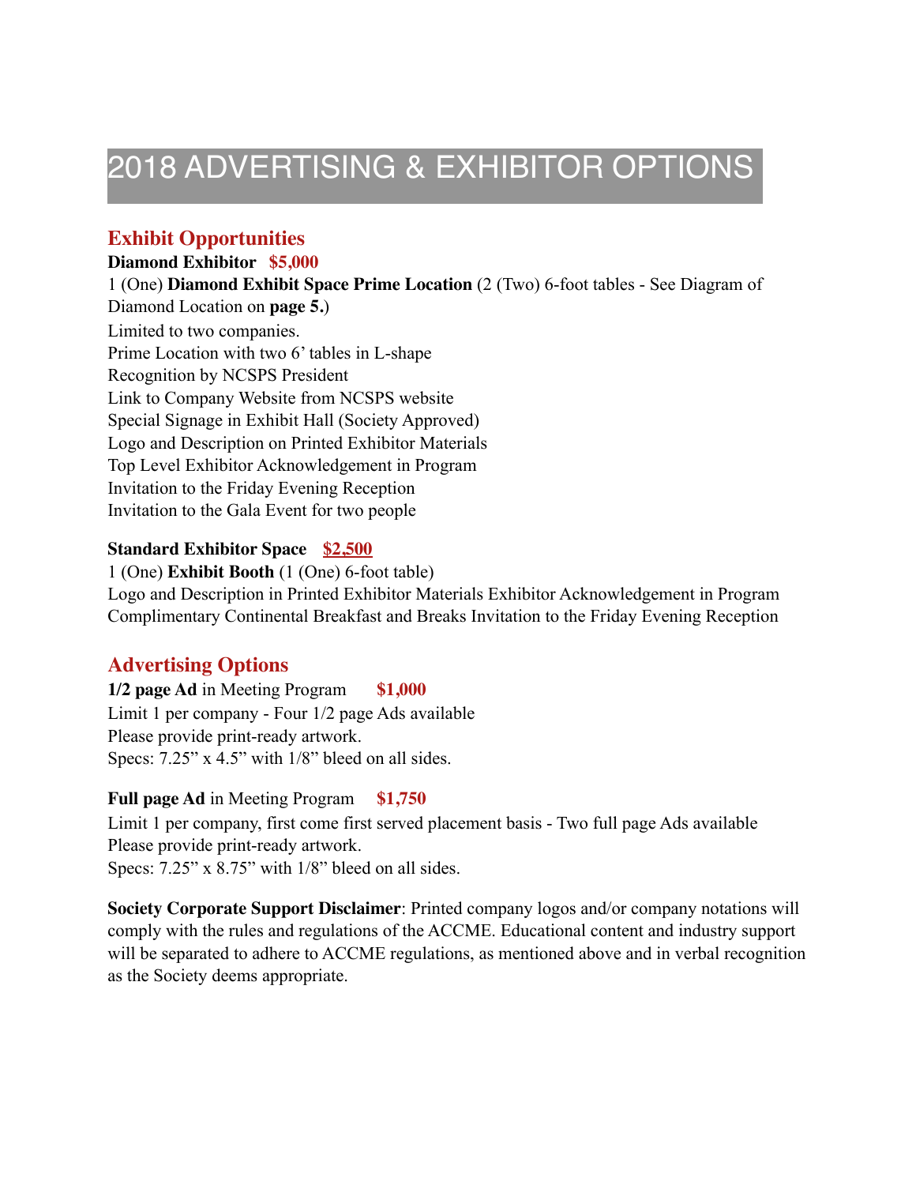# 2018 ADVERTISING & EXHIBITOR OPTIONS

## Exhibit Opportunities

**Diamond Exhibitor** **$5,000**

1 (One) **Diamond Exhibit Space Prime Location** (2 (Two) 6-foot tables - See Diagram of Diamond Location on **page 5.**)

Limited to two companies.
Prime Location with two 6' tables in L-shape
Recognition by NCSPS President
Link to Company Website from NCSPS website
Special Signage in Exhibit Hall (Society Approved)
Logo and Description on Printed Exhibitor Materials
Top Level Exhibitor Acknowledgement in Program
Invitation to the Friday Evening Reception
Invitation to the Gala Event for two people

**Standard Exhibitor Space** **$2,500**

1 (One) **Exhibit Booth** (1 (One) 6-foot table)
Logo and Description in Printed Exhibitor Materials Exhibitor Acknowledgement in Program
Complimentary Continental Breakfast and Breaks Invitation to the Friday Evening Reception

## Advertising Options

**1/2 page Ad** in Meeting Program **$1,000**

Limit 1 per company - Four 1/2 page Ads available
Please provide print-ready artwork.
Specs: 7.25" x 4.5" with 1/8" bleed on all sides.

**Full page Ad** in Meeting Program **$1,750**

Limit 1 per company, first come first served placement basis - Two full page Ads available
Please provide print-ready artwork.
Specs: 7.25" x 8.75" with 1/8" bleed on all sides.

**Society Corporate Support Disclaimer**: Printed company logos and/or company notations will comply with the rules and regulations of the ACCME. Educational content and industry support will be separated to adhere to ACCME regulations, as mentioned above and in verbal recognition as the Society deems appropriate.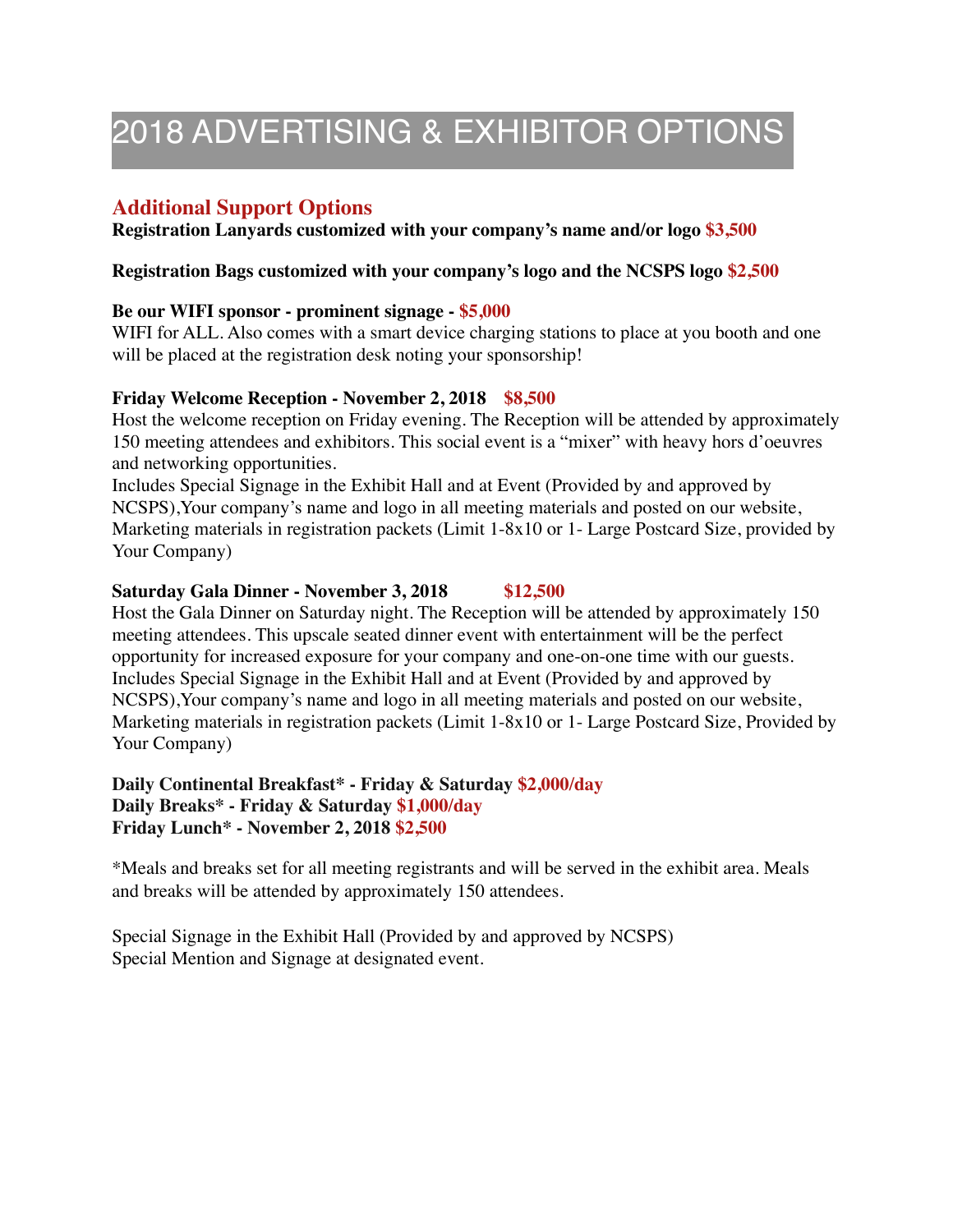# 2018 ADVERTISING & EXHIBITOR OPTIONS

## Additional Support Options

**Registration Lanyards customized with your company's name and/or logo $3,500**

**Registration Bags customized with your company's logo and the NCSPS logo $2,500**

**Be our WIFI sponsor - prominent signage - $5,000**
WIFI for ALL. Also comes with a smart device charging stations to place at you booth and one will be placed at the registration desk noting your sponsorship!

**Friday Welcome Reception - November 2, 2018 $8,500**
Host the welcome reception on Friday evening. The Reception will be attended by approximately 150 meeting attendees and exhibitors. This social event is a "mixer" with heavy hors d'oeuvres and networking opportunities.
Includes Special Signage in the Exhibit Hall and at Event (Provided by and approved by NCSPS),Your company's name and logo in all meeting materials and posted on our website, Marketing materials in registration packets (Limit 1-8x10 or 1- Large Postcard Size, provided by Your Company)

**Saturday Gala Dinner - November 3, 2018 $12,500**
Host the Gala Dinner on Saturday night. The Reception will be attended by approximately 150 meeting attendees. This upscale seated dinner event with entertainment will be the perfect opportunity for increased exposure for your company and one-on-one time with our guests.
Includes Special Signage in the Exhibit Hall and at Event (Provided by and approved by NCSPS),Your company's name and logo in all meeting materials and posted on our website, Marketing materials in registration packets (Limit 1-8x10 or 1- Large Postcard Size, Provided by Your Company)

**Daily Continental Breakfast* - Friday & Saturday $2,000/day**
**Daily Breaks* - Friday & Saturday $1,000/day**
**Friday Lunch* - November 2, 2018 $2,500**

*Meals and breaks set for all meeting registrants and will be served in the exhibit area. Meals and breaks will be attended by approximately 150 attendees.

Special Signage in the Exhibit Hall (Provided by and approved by NCSPS)
Special Mention and Signage at designated event.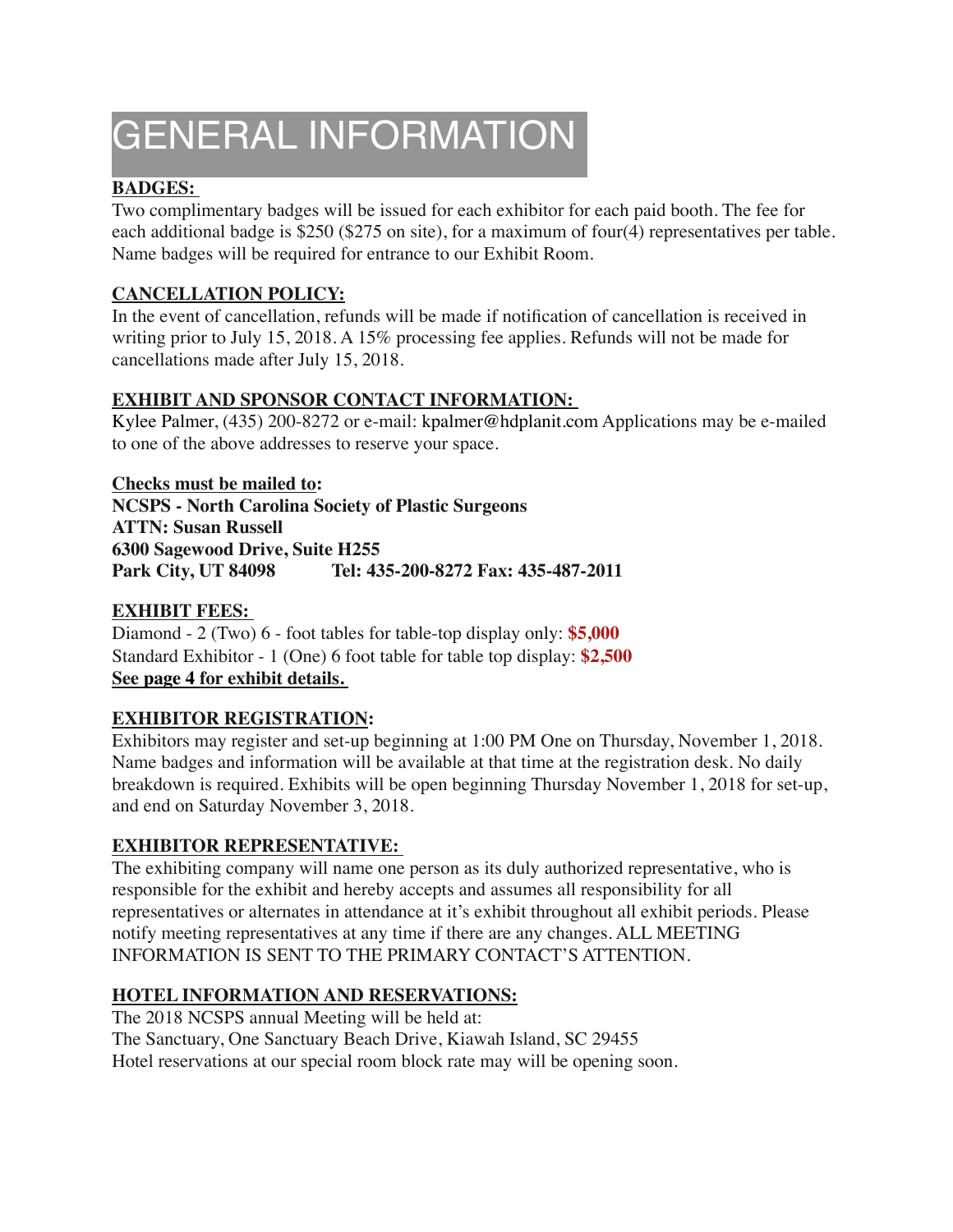# GENERAL INFORMATION

**BADGES:**

Two complimentary badges will be issued for each exhibitor for each paid booth. The fee for each additional badge is $250 ($275 on site), for a maximum of four(4) representatives per table. Name badges will be required for entrance to our Exhibit Room.

**CANCELLATION POLICY:**

In the event of cancellation, refunds will be made if notification of cancellation is received in writing prior to July 15, 2018. A 15% processing fee applies. Refunds will not be made for cancellations made after July 15, 2018.

**EXHIBIT AND SPONSOR CONTACT INFORMATION:**

Kylee Palmer, (435) 200-8272 or e-mail: kpalmer@hdplanit.com Applications may be e-mailed to one of the above addresses to reserve your space.

**Checks must be mailed to:**
**NCSPS - North Carolina Society of Plastic Surgeons**
**ATTN: Susan Russell**
**6300 Sagewood Drive, Suite H255**
**Park City, UT 84098 Tel: 435-200-8272 Fax: 435-487-2011**

**EXHIBIT FEES:**

Diamond - 2 (Two) 6 - foot tables for table-top display only: **$5,000**
Standard Exhibitor - 1 (One) 6 foot table for table top display: **$2,500**
**See page 4 for exhibit details.**

**EXHIBITOR REGISTRATION:**

Exhibitors may register and set-up beginning at 1:00 PM One on Thursday, November 1, 2018. Name badges and information will be available at that time at the registration desk. No daily breakdown is required. Exhibits will be open beginning Thursday November 1, 2018 for set-up, and end on Saturday November 3, 2018.

**EXHIBITOR REPRESENTATIVE:**

The exhibiting company will name one person as its duly authorized representative, who is responsible for the exhibit and hereby accepts and assumes all responsibility for all representatives or alternates in attendance at it's exhibit throughout all exhibit periods. Please notify meeting representatives at any time if there are any changes. ALL MEETING INFORMATION IS SENT TO THE PRIMARY CONTACT'S ATTENTION.

**HOTEL INFORMATION AND RESERVATIONS:**

The 2018 NCSPS annual Meeting will be held at:
The Sanctuary, One Sanctuary Beach Drive, Kiawah Island, SC 29455
Hotel reservations at our special room block rate may will be opening soon.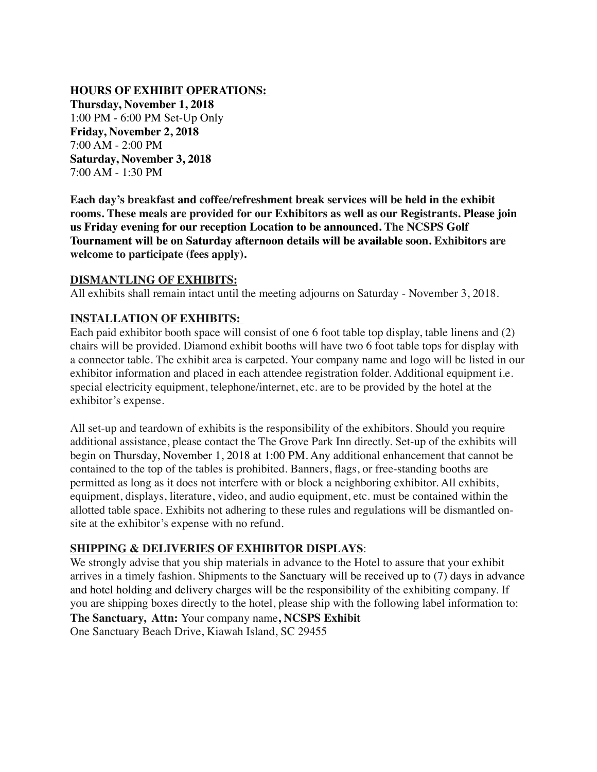**HOURS OF EXHIBIT OPERATIONS:**

**Thursday, November 1, 2018**
1:00 PM - 6:00 PM Set-Up Only
**Friday, November 2, 2018**
7:00 AM - 2:00 PM
**Saturday, November 3, 2018**
7:00 AM - 1:30 PM

**Each day's breakfast and coffee/refreshment break services will be held in the exhibit rooms. These meals are provided for our Exhibitors as well as our Registrants. Please join us Friday evening for our reception Location to be announced. The NCSPS Golf Tournament will be on Saturday afternoon details will be available soon. Exhibitors are welcome to participate (fees apply).**

**DISMANTLING OF EXHIBITS:**

All exhibits shall remain intact until the meeting adjourns on Saturday - November 3, 2018.

**INSTALLATION OF EXHIBITS:**

Each paid exhibitor booth space will consist of one 6 foot table top display, table linens and (2) chairs will be provided. Diamond exhibit booths will have two 6 foot table tops for display with a connector table. The exhibit area is carpeted. Your company name and logo will be listed in our exhibitor information and placed in each attendee registration folder. Additional equipment i.e. special electricity equipment, telephone/internet, etc. are to be provided by the hotel at the exhibitor's expense.

All set-up and teardown of exhibits is the responsibility of the exhibitors. Should you require additional assistance, please contact the The Grove Park Inn directly. Set-up of the exhibits will begin on Thursday, November 1, 2018 at 1:00 PM. Any additional enhancement that cannot be contained to the top of the tables is prohibited. Banners, flags, or free-standing booths are permitted as long as it does not interfere with or block a neighboring exhibitor. All exhibits, equipment, displays, literature, video, and audio equipment, etc. must be contained within the allotted table space. Exhibits not adhering to these rules and regulations will be dismantled on-site at the exhibitor's expense with no refund.

**SHIPPING & DELIVERIES OF EXHIBITOR DISPLAYS**:

We strongly advise that you ship materials in advance to the Hotel to assure that your exhibit arrives in a timely fashion. Shipments to the Sanctuary will be received up to (7) days in advance and hotel holding and delivery charges will be the responsibility of the exhibiting company. If you are shipping boxes directly to the hotel, please ship with the following label information to:

**The Sanctuary, Attn:** Your company name**, NCSPS Exhibit**
One Sanctuary Beach Drive, Kiawah Island, SC 29455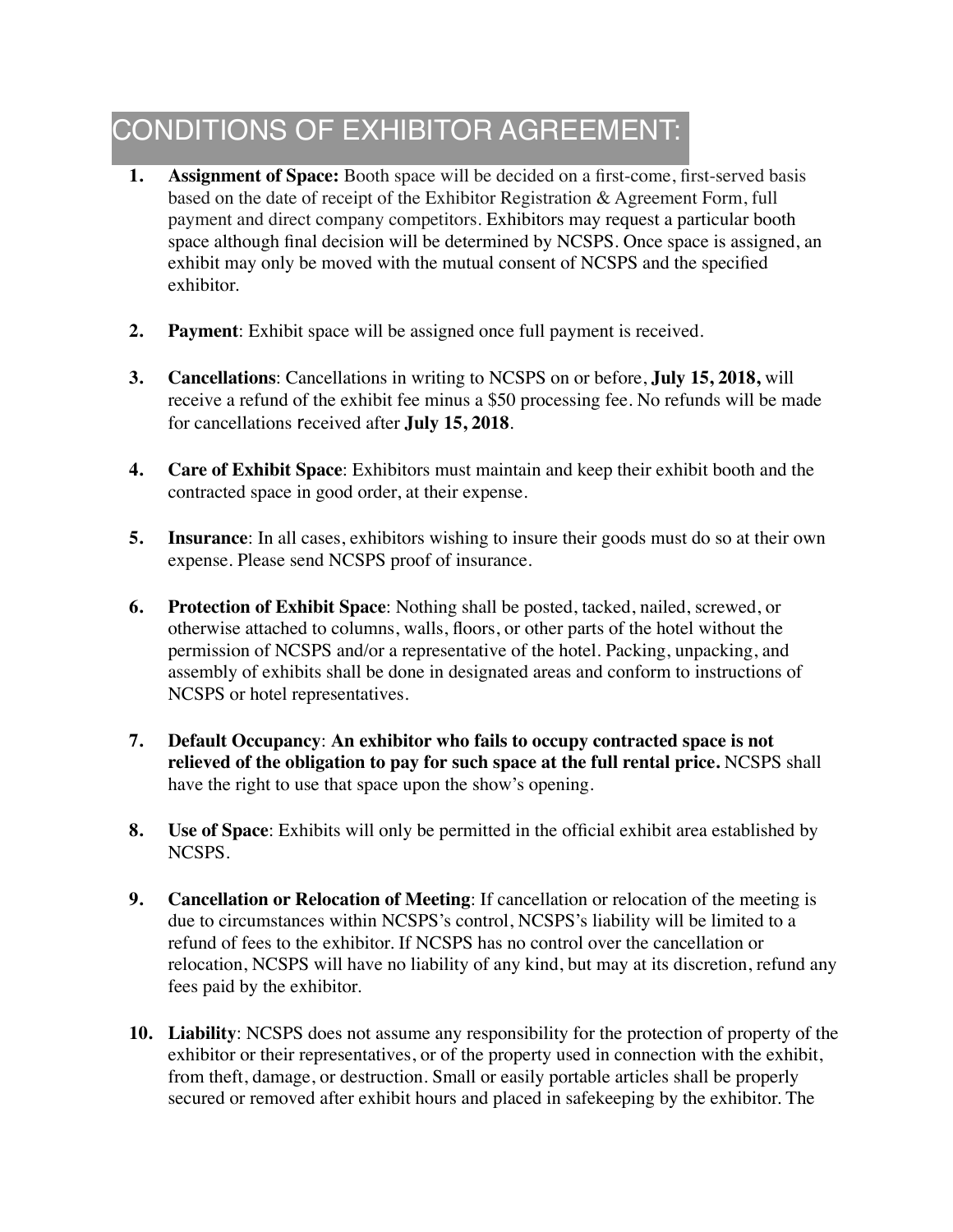# CONDITIONS OF EXHIBITOR AGREEMENT:

1. **Assignment of Space:** Booth space will be decided on a first-come, first-served basis based on the date of receipt of the Exhibitor Registration & Agreement Form, full payment and direct company competitors. Exhibitors may request a particular booth space although final decision will be determined by NCSPS. Once space is assigned, an exhibit may only be moved with the mutual consent of NCSPS and the specified exhibitor.

2. **Payment**: Exhibit space will be assigned once full payment is received.

3. **Cancellations**: Cancellations in writing to NCSPS on or before, **July 15, 2018,** will receive a refund of the exhibit fee minus a $50 processing fee. No refunds will be made for cancellations received after **July 15, 2018**.

4. **Care of Exhibit Space**: Exhibitors must maintain and keep their exhibit booth and the contracted space in good order, at their expense.

5. **Insurance**: In all cases, exhibitors wishing to insure their goods must do so at their own expense. Please send NCSPS proof of insurance.

6. **Protection of Exhibit Space**: Nothing shall be posted, tacked, nailed, screwed, or otherwise attached to columns, walls, floors, or other parts of the hotel without the permission of NCSPS and/or a representative of the hotel. Packing, unpacking, and assembly of exhibits shall be done in designated areas and conform to instructions of NCSPS or hotel representatives.

7. **Default Occupancy**: **An exhibitor who fails to occupy contracted space is not relieved of the obligation to pay for such space at the full rental price.** NCSPS shall have the right to use that space upon the show's opening.

8. **Use of Space**: Exhibits will only be permitted in the official exhibit area established by NCSPS.

9. **Cancellation or Relocation of Meeting**: If cancellation or relocation of the meeting is due to circumstances within NCSPS's control, NCSPS's liability will be limited to a refund of fees to the exhibitor. If NCSPS has no control over the cancellation or relocation, NCSPS will have no liability of any kind, but may at its discretion, refund any fees paid by the exhibitor.

10. **Liability**: NCSPS does not assume any responsibility for the protection of property of the exhibitor or their representatives, or of the property used in connection with the exhibit, from theft, damage, or destruction. Small or easily portable articles shall be properly secured or removed after exhibit hours and placed in safekeeping by the exhibitor. The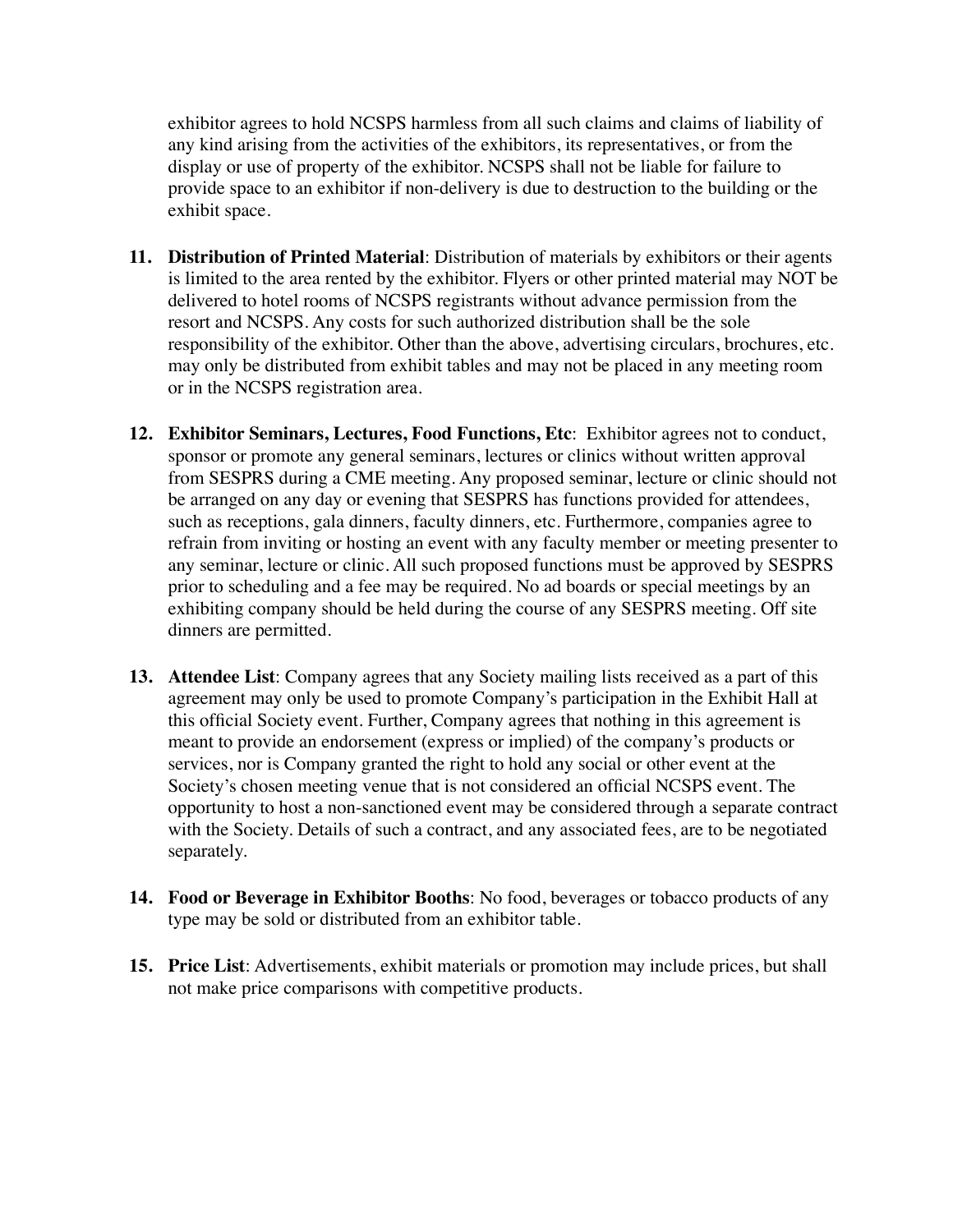exhibitor agrees to hold NCSPS harmless from all such claims and claims of liability of any kind arising from the activities of the exhibitors, its representatives, or from the display or use of property of the exhibitor. NCSPS shall not be liable for failure to provide space to an exhibitor if non-delivery is due to destruction to the building or the exhibit space.

11. **Distribution of Printed Material**: Distribution of materials by exhibitors or their agents is limited to the area rented by the exhibitor. Flyers or other printed material may NOT be delivered to hotel rooms of NCSPS registrants without advance permission from the resort and NCSPS. Any costs for such authorized distribution shall be the sole responsibility of the exhibitor. Other than the above, advertising circulars, brochures, etc. may only be distributed from exhibit tables and may not be placed in any meeting room or in the NCSPS registration area.

12. **Exhibitor Seminars, Lectures, Food Functions, Etc**: Exhibitor agrees not to conduct, sponsor or promote any general seminars, lectures or clinics without written approval from SESPRS during a CME meeting. Any proposed seminar, lecture or clinic should not be arranged on any day or evening that SESPRS has functions provided for attendees, such as receptions, gala dinners, faculty dinners, etc. Furthermore, companies agree to refrain from inviting or hosting an event with any faculty member or meeting presenter to any seminar, lecture or clinic. All such proposed functions must be approved by SESPRS prior to scheduling and a fee may be required. No ad boards or special meetings by an exhibiting company should be held during the course of any SESPRS meeting. Off site dinners are permitted.

13. **Attendee List**: Company agrees that any Society mailing lists received as a part of this agreement may only be used to promote Company's participation in the Exhibit Hall at this official Society event. Further, Company agrees that nothing in this agreement is meant to provide an endorsement (express or implied) of the company's products or services, nor is Company granted the right to hold any social or other event at the Society's chosen meeting venue that is not considered an official NCSPS event. The opportunity to host a non-sanctioned event may be considered through a separate contract with the Society. Details of such a contract, and any associated fees, are to be negotiated separately.

14. **Food or Beverage in Exhibitor Booths**: No food, beverages or tobacco products of any type may be sold or distributed from an exhibitor table.

15. **Price List**: Advertisements, exhibit materials or promotion may include prices, but shall not make price comparisons with competitive products.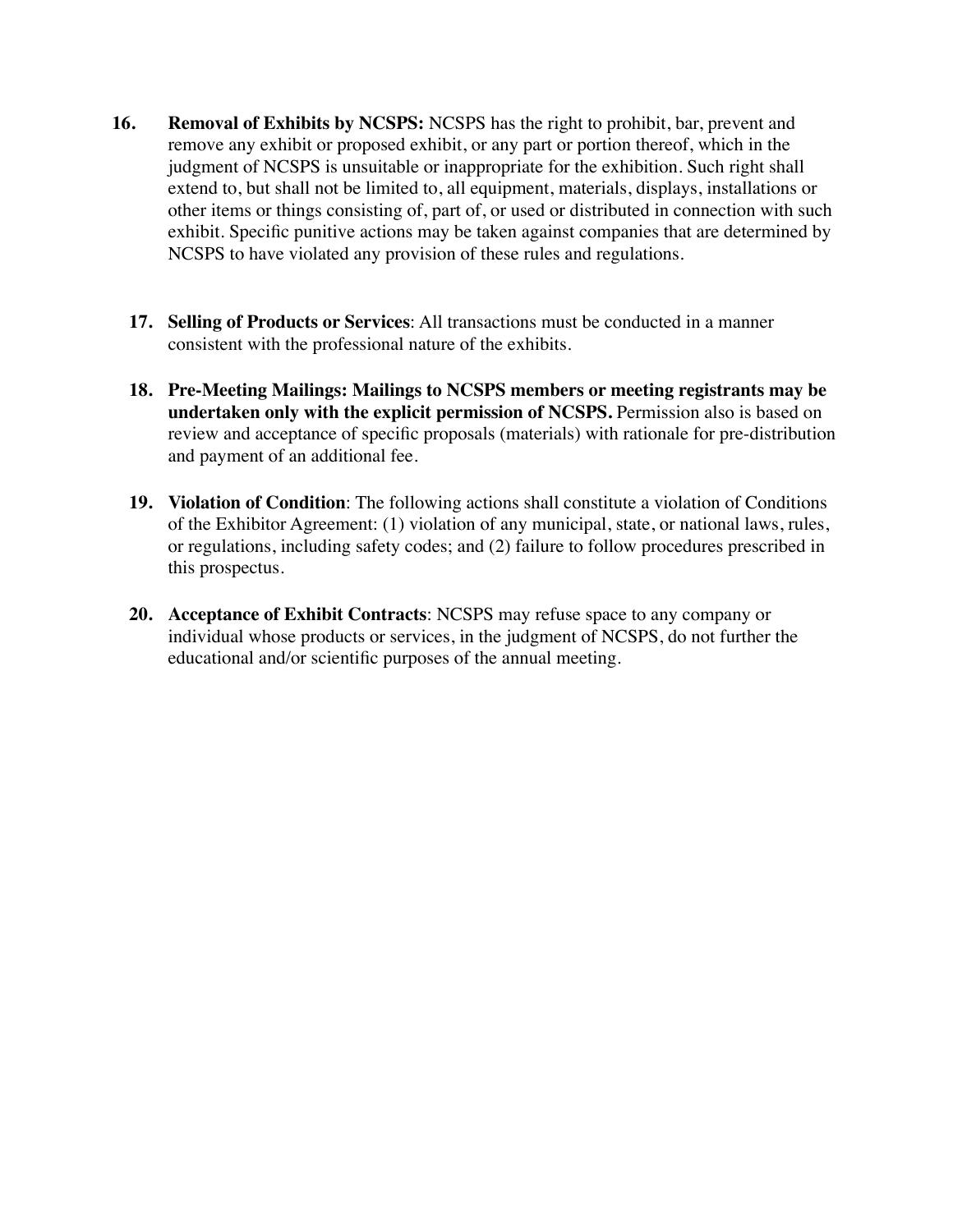16. **Removal of Exhibits by NCSPS:** NCSPS has the right to prohibit, bar, prevent and remove any exhibit or proposed exhibit, or any part or portion thereof, which in the judgment of NCSPS is unsuitable or inappropriate for the exhibition. Such right shall extend to, but shall not be limited to, all equipment, materials, displays, installations or other items or things consisting of, part of, or used or distributed in connection with such exhibit. Specific punitive actions may be taken against companies that are determined by NCSPS to have violated any provision of these rules and regulations.

17. **Selling of Products or Services**: All transactions must be conducted in a manner consistent with the professional nature of the exhibits.

18. **Pre-Meeting Mailings: Mailings to NCSPS members or meeting registrants may be undertaken only with the explicit permission of NCSPS.** Permission also is based on review and acceptance of specific proposals (materials) with rationale for pre-distribution and payment of an additional fee.

19. **Violation of Condition**: The following actions shall constitute a violation of Conditions of the Exhibitor Agreement: (1) violation of any municipal, state, or national laws, rules, or regulations, including safety codes; and (2) failure to follow procedures prescribed in this prospectus.

20. **Acceptance of Exhibit Contracts**: NCSPS may refuse space to any company or individual whose products or services, in the judgment of NCSPS, do not further the educational and/or scientific purposes of the annual meeting.